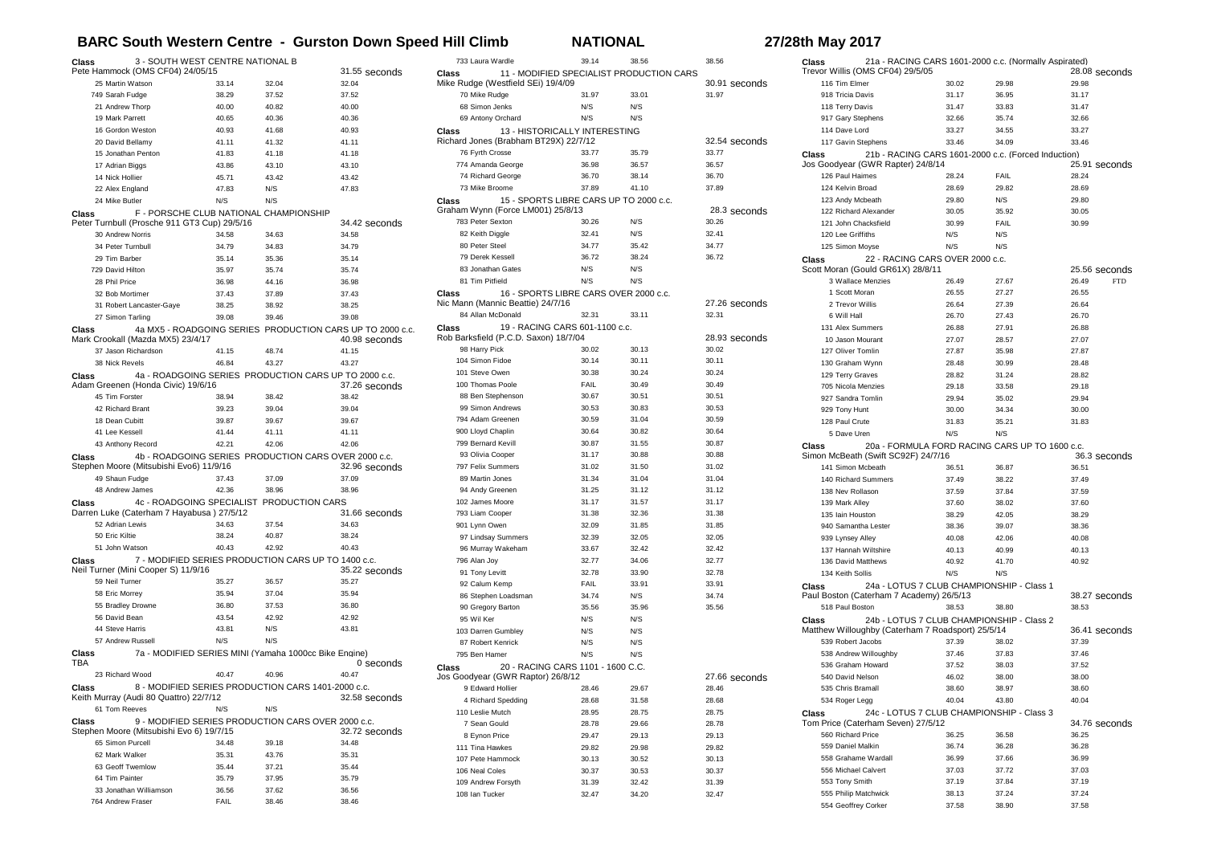# BARC South Western Centre - Gurston Down Speed Hill Climb — NATIONAL — 27/28th May 2017

## Class 3 - SOUTH WEST CENTRE NATIONAL B

Pete Hammock (OMS CF04) 24/05/15 — 31.55 seconds

| Competitor | Run 1 | Run 2 | Best |
|---|---|---|---|
| 25 Martin Watson | 33.14 | 32.04 | 32.04 |
| 749 Sarah Fudge | 38.29 | 37.52 | 37.52 |
| 21 Andrew Thorp | 40.00 | 40.82 | 40.00 |
| 19 Mark Parrett | 40.65 | 40.36 | 40.36 |
| 16 Gordon Weston | 40.93 | 41.68 | 40.93 |
| 20 David Bellamy | 41.11 | 41.32 | 41.11 |
| 15 Jonathan Penton | 41.83 | 41.18 | 41.18 |
| 17 Adrian Biggs | 43.86 | 43.10 | 43.10 |
| 14 Nick Hollier | 45.71 | 43.42 | 43.42 |
| 22 Alex England | 47.83 | N/S | 47.83 |
| 24 Mike Butler | N/S | N/S | |

## Class F - PORSCHE CLUB NATIONAL CHAMPIONSHIP

Peter Turnbull (Prosche 911 GT3 Cup) 29/5/16 — 34.42 seconds

| Competitor | Run 1 | Run 2 | Best |
|---|---|---|---|
| 30 Andrew Norris | 34.58 | 34.63 | 34.58 |
| 34 Peter Turnbull | 34.79 | 34.83 | 34.79 |
| 29 Tim Barber | 35.14 | 35.36 | 35.14 |
| 729 David Hilton | 35.97 | 35.74 | 35.74 |
| 28 Phil Price | 36.98 | 44.16 | 36.98 |
| 32 Bob Mortimer | 37.43 | 37.89 | 37.43 |
| 31 Robert Lancaster-Gaye | 38.25 | 38.92 | 38.25 |
| 27 Simon Tarling | 39.08 | 39.46 | 39.08 |

## Class 4a MX5 - ROADGOING SERIES PRODUCTION CARS UP TO 2000 c.c.

Mark Crookall (Mazda MX5) 23/4/17 — 40.98 seconds

| Competitor | Run 1 | Run 2 | Best |
|---|---|---|---|
| 37 Jason Richardson | 41.15 | 48.74 | 41.15 |
| 38 Nick Revels | 46.84 | 43.27 | 43.27 |

## Class 4a - ROADGOING SERIES PRODUCTION CARS UP TO 2000 c.c.

Adam Greenen (Honda Civic) 19/6/16 — 37.26 seconds

| Competitor | Run 1 | Run 2 | Best |
|---|---|---|---|
| 45 Tim Forster | 38.94 | 38.42 | 38.42 |
| 42 Richard Brant | 39.23 | 39.04 | 39.04 |
| 18 Dean Cubitt | 39.87 | 39.67 | 39.67 |
| 41 Lee Kessell | 41.44 | 41.11 | 41.11 |
| 43 Anthony Record | 42.21 | 42.06 | 42.06 |

## Class 4b - ROADGOING SERIES PRODUCTION CARS OVER 2000 c.c.

Stephen Moore (Mitsubishi Evo6) 11/9/16 — 32.96 seconds

| Competitor | Run 1 | Run 2 | Best |
|---|---|---|---|
| 49 Shaun Fudge | 37.43 | 37.09 | 37.09 |
| 48 Andrew James | 42.36 | 38.96 | 38.96 |

## Class 4c - ROADGOING SPECIALIST PRODUCTION CARS

Darren Luke (Caterham 7 Hayabusa ) 27/5/12 — 31.66 seconds

| Competitor | Run 1 | Run 2 | Best |
|---|---|---|---|
| 52 Adrian Lewis | 34.63 | 37.54 | 34.63 |
| 50 Eric Kiltie | 38.24 | 40.87 | 38.24 |
| 51 John Watson | 40.43 | 42.92 | 40.43 |

## Class 7 - MODIFIED SERIES PRODUCTION CARS UP TO 1400 c.c.

Neil Turner (Mini Cooper S) 11/9/16 — 35.22 seconds

| Competitor | Run 1 | Run 2 | Best |
|---|---|---|---|
| 59 Neil Turner | 35.27 | 36.57 | 35.27 |
| 58 Eric Morrey | 35.94 | 37.04 | 35.94 |
| 55 Bradley Drowne | 36.80 | 37.53 | 36.80 |
| 56 David Bean | 43.54 | 42.92 | 42.92 |
| 44 Steve Harris | 43.81 | N/S | 43.81 |
| 57 Andrew Russell | N/S | N/S | |

## Class 7a - MODIFIED SERIES MINI (Yamaha 1000cc Bike Engine)

TBA — 0 seconds

| Competitor | Run 1 | Run 2 | Best |
|---|---|---|---|
| 23 Richard Wood | 40.47 | 40.96 | 40.47 |

## Class 8 - MODIFIED SERIES PRODUCTION CARS 1401-2000 c.c.

Keith Murray (Audi 80 Quattro) 22/7/12 — 32.58 seconds

| Competitor | Run 1 | Run 2 | Best |
|---|---|---|---|
| 61 Tom Reeves | N/S | N/S | |

## Class 9 - MODIFIED SERIES PRODUCTION CARS OVER 2000 c.c.

Stephen Moore (Mitsubishi Evo 6) 19/7/15 — 32.72 seconds

| Competitor | Run 1 | Run 2 | Best |
|---|---|---|---|
| 65 Simon Purcell | 34.48 | 39.18 | 34.48 |
| 62 Mark Walker | 35.31 | 43.76 | 35.31 |
| 63 Geoff Twemlow | 35.44 | 37.21 | 35.44 |
| 64 Tim Painter | 35.79 | 37.95 | 35.79 |
| 33 Jonathan Williamson | 36.56 | 37.62 | 36.56 |
| 764 Andrew Fraser | FAIL | 38.46 | 38.46 |
| 733 Laura Wardle | 39.14 | 38.56 | 38.56 |

## Class 11 - MODIFIED SPECIALIST PRODUCTION CARS

Mike Rudge (Westfield SEi) 19/4/09 — 30.91 seconds

| Competitor | Run 1 | Run 2 | Best |
|---|---|---|---|
| 70 Mike Rudge | 31.97 | 33.01 | 31.97 |
| 68 Simon Jenks | N/S | N/S | |
| 69 Antony Orchard | N/S | N/S | |

## Class 13 - HISTORICALLY INTERESTING

Richard Jones (Brabham BT29X) 22/7/12 — 32.54 seconds

| Competitor | Run 1 | Run 2 | Best |
|---|---|---|---|
| 76 Fyrth Crosse | 33.77 | 35.79 | 33.77 |
| 774 Amanda George | 36.98 | 36.57 | 36.57 |
| 74 Richard George | 36.70 | 38.14 | 36.70 |
| 73 Mike Broome | 37.89 | 41.10 | 37.89 |

## Class 15 - SPORTS LIBRE CARS UP TO 2000 c.c.

Graham Wynn (Force LM001) 25/8/13 — 28.3 seconds

| Competitor | Run 1 | Run 2 | Best |
|---|---|---|---|
| 783 Peter Sexton | 30.26 | N/S | 30.26 |
| 82 Keith Diggle | 32.41 | N/S | 32.41 |
| 80 Peter Steel | 34.77 | 35.42 | 34.77 |
| 79 Derek Kessell | 36.72 | 38.24 | 36.72 |
| 83 Jonathan Gates | N/S | N/S | |
| 81 Tim Pitfield | N/S | N/S | |

## Class 16 - SPORTS LIBRE CARS OVER 2000 c.c.

Nic Mann (Mannic Beattie) 24/7/16 — 27.26 seconds

| Competitor | Run 1 | Run 2 | Best |
|---|---|---|---|
| 84 Allan McDonald | 32.31 | 33.11 | 32.31 |

## Class 19 - RACING CARS 601-1100 c.c.

Rob Barksfield (P.C.D. Saxon) 18/7/04 — 28.93 seconds

| Competitor | Run 1 | Run 2 | Best |
|---|---|---|---|
| 98 Harry Pick | 30.02 | 30.13 | 30.02 |
| 104 Simon Fidoe | 30.14 | 30.11 | 30.11 |
| 101 Steve Owen | 30.38 | 30.24 | 30.24 |
| 100 Thomas Poole | FAIL | 30.49 | 30.49 |
| 88 Ben Stephenson | 30.67 | 30.51 | 30.51 |
| 99 Simon Andrews | 30.53 | 30.83 | 30.53 |
| 794 Adam Greenen | 30.59 | 31.04 | 30.59 |
| 900 Lloyd Chaplin | 30.64 | 30.82 | 30.64 |
| 799 Bernard Kevill | 30.87 | 31.55 | 30.87 |
| 93 Olivia Cooper | 31.17 | 30.88 | 30.88 |
| 797 Felix Summers | 31.02 | 31.50 | 31.02 |
| 89 Martin Jones | 31.34 | 31.04 | 31.04 |
| 94 Andy Greenen | 31.25 | 31.12 | 31.12 |
| 102 James Moore | 31.17 | 31.57 | 31.17 |
| 793 Liam Cooper | 31.38 | 32.36 | 31.38 |
| 901 Lynn Owen | 32.09 | 31.85 | 31.85 |
| 97 Lindsay Summers | 32.39 | 32.05 | 32.05 |
| 96 Murray Wakeham | 33.67 | 32.42 | 32.42 |
| 796 Alan Joy | 32.77 | 34.06 | 32.77 |
| 91 Tony Levitt | 32.78 | 33.90 | 32.78 |
| 92 Calum Kemp | FAIL | 33.91 | 33.91 |
| 86 Stephen Loadsman | 34.74 | N/S | 34.74 |
| 90 Gregory Barton | 35.56 | 35.96 | 35.56 |
| 95 Wil Ker | N/S | N/S | |
| 103 Darren Gumbley | N/S | N/S | |
| 87 Robert Kenrick | N/S | N/S | |
| 795 Ben Hamer | N/S | N/S | |

## Class 20 - RACING CARS 1101 - 1600 C.C.

Jos Goodyear (GWR Rapter) 26/8/12 — 27.66 seconds

| Competitor | Run 1 | Run 2 | Best |
|---|---|---|---|
| 9 Edward Hollier | 28.46 | 29.67 | 28.46 |
| 4 Richard Spedding | 28.68 | 31.58 | 28.68 |
| 110 Leslie Mutch | 28.95 | 28.75 | 28.75 |
| 7 Sean Gould | 28.78 | 29.66 | 28.78 |
| 8 Eynon Price | 29.47 | 29.13 | 29.13 |
| 111 Tina Hawkes | 29.82 | 29.98 | 29.82 |
| 107 Pete Hammock | 30.13 | 30.52 | 30.13 |
| 106 Neal Coles | 30.37 | 30.53 | 30.37 |
| 109 Andrew Forsyth | 31.39 | 32.42 | 31.39 |
| 108 Ian Tucker | 32.47 | 34.20 | 32.47 |

## Class 21a - RACING CARS 1601-2000 c.c. (Normally Aspirated)

Trevor Willis (OMS CF04) 29/5/05 — 28.08 seconds

| Competitor | Run 1 | Run 2 | Best |
|---|---|---|---|
| 116 Tim Elmer | 30.02 | 29.98 | 29.98 |
| 918 Tricia Davis | 31.17 | 36.95 | 31.17 |
| 118 Terry Davis | 31.47 | 33.83 | 31.47 |
| 917 Gary Stephens | 32.66 | 35.74 | 32.66 |
| 114 Dave Lord | 33.27 | 34.55 | 33.27 |
| 117 Gavin Stephens | 33.46 | 34.09 | 33.46 |

## Class 21b - RACING CARS 1601-2000 c.c. (Forced Induction)

Jos Goodyear (GWR Rapter) 24/8/14 — 25.91 seconds

| Competitor | Run 1 | Run 2 | Best |
|---|---|---|---|
| 126 Paul Haimes | 28.24 | FAIL | 28.24 |
| 124 Kelvin Broad | 28.69 | 29.82 | 28.69 |
| 123 Andy Mcbeath | 29.80 | N/S | 29.80 |
| 122 Richard Alexander | 30.05 | 35.92 | 30.05 |
| 121 John Chacksfield | 30.99 | FAIL | 30.99 |
| 120 Lee Griffiths | N/S | N/S | |
| 125 Simon Moyse | N/S | N/S | |

## Class 22 - RACING CARS OVER 2000 c.c.

Scott Moran (Gould GR61X) 28/8/11 — 25.56 seconds

| Competitor | Run 1 | Run 2 | Best | |
|---|---|---|---|---|
| 3 Wallace Menzies | 26.49 | 27.67 | 26.49 | FTD |
| 1 Scott Moran | 26.55 | 27.27 | 26.55 | |
| 2 Trevor Willis | 26.64 | 27.39 | 26.64 | |
| 6 Will Hall | 26.70 | 27.43 | 26.70 | |
| 131 Alex Summers | 26.88 | 27.91 | 26.88 | |
| 10 Jason Mourant | 27.07 | 28.57 | 27.07 | |
| 127 Oliver Tomlin | 27.87 | 35.98 | 27.87 | |
| 130 Graham Wynn | 28.48 | 30.99 | 28.48 | |
| 129 Terry Graves | 28.82 | 31.24 | 28.82 | |
| 705 Nicola Menzies | 29.18 | 33.58 | 29.18 | |
| 927 Sandra Tomlin | 29.94 | 35.02 | 29.94 | |
| 929 Tony Hunt | 30.00 | 34.34 | 30.00 | |
| 128 Paul Crute | 31.83 | 35.21 | 31.83 | |
| 5 Dave Uren | N/S | N/S | | |

## Class 20a - FORMULA FORD RACING CARS UP TO 1600 c.c.

Simon McBeath (Swift SC92F) 24/7/16 — 36.3 seconds

| Competitor | Run 1 | Run 2 | Best |
|---|---|---|---|
| 141 Simon Mcbeath | 36.51 | 36.87 | 36.51 |
| 140 Richard Summers | 37.49 | 38.22 | 37.49 |
| 138 Nev Rollason | 37.59 | 37.84 | 37.59 |
| 139 Mark Alley | 37.60 | 38.02 | 37.60 |
| 135 Iain Houston | 38.29 | 42.05 | 38.29 |
| 940 Samantha Lester | 38.36 | 39.07 | 38.36 |
| 939 Lynsey Alley | 40.08 | 42.06 | 40.08 |
| 137 Hannah Wiltshire | 40.13 | 40.99 | 40.13 |
| 136 David Matthews | 40.92 | 41.70 | 40.92 |
| 134 Keith Sollis | N/S | N/S | |

## Class 24a - LOTUS 7 CLUB CHAMPIONSHIP - Class 1

Paul Boston (Caterham 7 Academy) 26/5/13 — 38.27 seconds

| Competitor | Run 1 | Run 2 | Best |
|---|---|---|---|
| 518 Paul Boston | 38.53 | 38.80 | 38.53 |

## Class 24b - LOTUS 7 CLUB CHAMPIONSHIP - Class 2

Matthew Willoughby (Caterham 7 Roadsport) 25/5/14 — 36.41 seconds

| Competitor | Run 1 | Run 2 | Best |
|---|---|---|---|
| 539 Robert Jacobs | 37.39 | 38.02 | 37.39 |
| 538 Andrew Willoughby | 37.46 | 37.83 | 37.46 |
| 536 Graham Howard | 37.52 | 38.03 | 37.52 |
| 540 David Nelson | 46.02 | 38.00 | 38.00 |
| 535 Chris Bramall | 38.60 | 38.97 | 38.60 |
| 534 Roger Legg | 40.04 | 43.80 | 40.04 |

## Class 24c - LOTUS 7 CLUB CHAMPIONSHIP - Class 3

Tom Price (Caterham Seven) 27/5/12 — 34.76 seconds

| Competitor | Run 1 | Run 2 | Best |
|---|---|---|---|
| 560 Richard Price | 36.25 | 36.58 | 36.25 |
| 559 Daniel Malkin | 36.74 | 36.28 | 36.28 |
| 558 Grahame Wardall | 36.99 | 37.66 | 36.99 |
| 556 Michael Calvert | 37.03 | 37.72 | 37.03 |
| 553 Tony Smith | 37.19 | 37.84 | 37.19 |
| 555 Philip Matchwick | 38.13 | 37.24 | 37.24 |
| 554 Geoffrey Corker | 37.58 | 38.90 | 37.58 |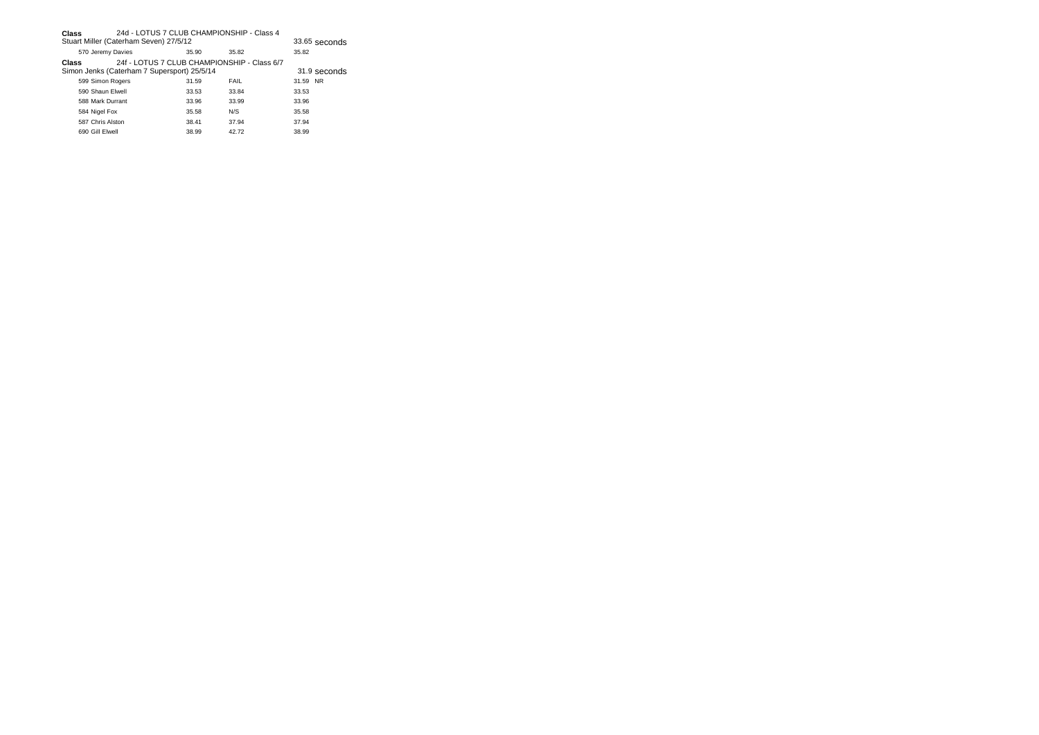**Class** 24d - LOTUS 7 CLUB CHAMPIONSHIP - Class 4

Stuart Miller (Caterham Seven) 27/5/12 — 33.65 seconds

| | | | | |
|---|---|---|---|---|
| 570 Jeremy Davies | 35.90 | 35.82 | 35.82 | |

**Class** 24f - LOTUS 7 CLUB CHAMPIONSHIP - Class 6/7

Simon Jenks (Caterham 7 Supersport) 25/5/14 — 31.9 seconds

| | | | | |
|---|---|---|---|---|
| 599 Simon Rogers | 31.59 | FAIL | 31.59 | NR |
| 590 Shaun Elwell | 33.53 | 33.84 | 33.53 | |
| 588 Mark Durrant | 33.96 | 33.99 | 33.96 | |
| 584 Nigel Fox | 35.58 | N/S | 35.58 | |
| 587 Chris Alston | 38.41 | 37.94 | 37.94 | |
| 690 Gill Elwell | 38.99 | 42.72 | 38.99 | |